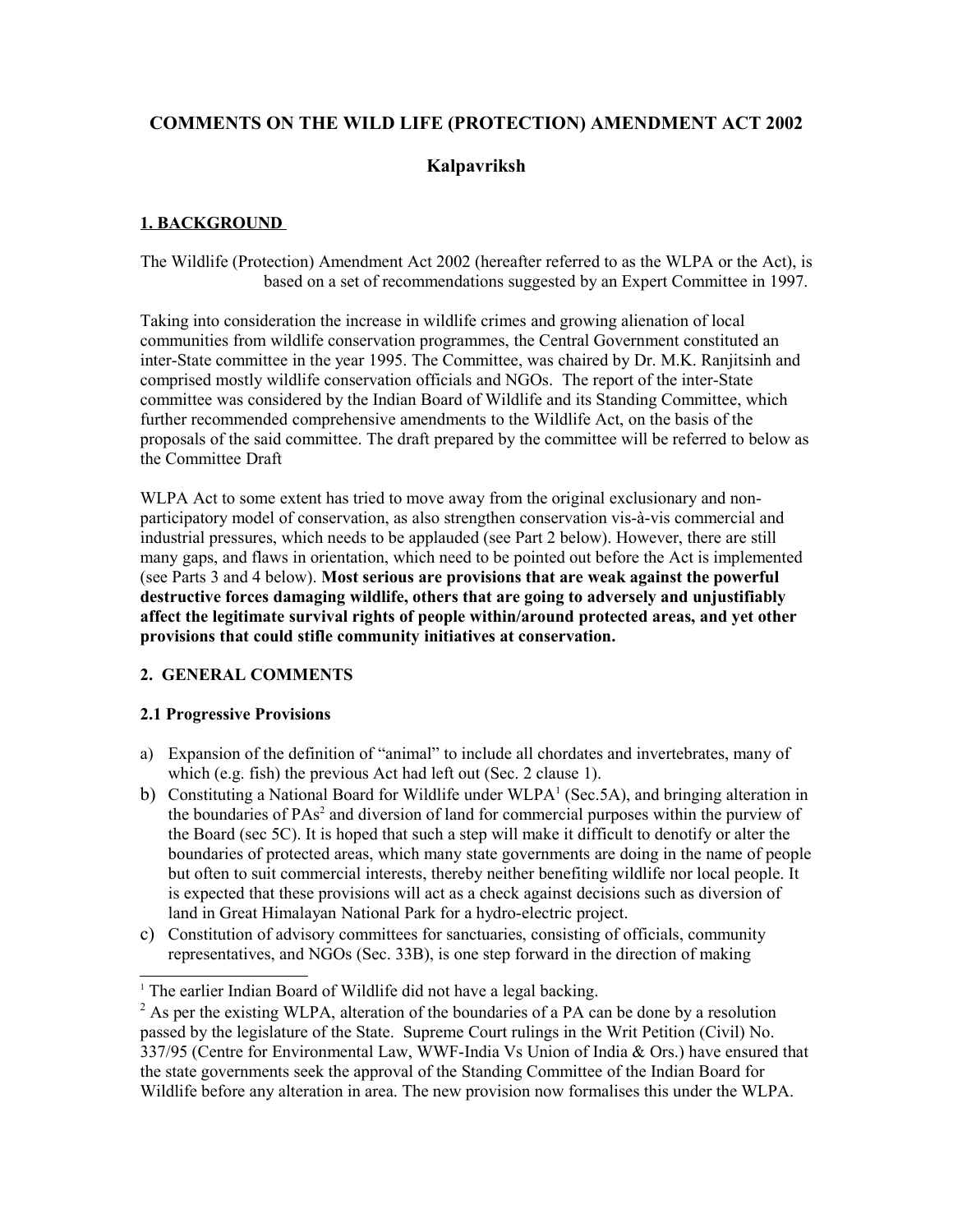# COMMENTS ON THE WILD LIFE (PROTECTION) AMENDMENT ACT 2002

## Kalpavriksh

### 1. BACKGROUND

The Wildlife (Protection) Amendment Act 2002 (hereafter referred to as the WLPA or the Act), is based on a set of recommendations suggested by an Expert Committee in 1997.

Taking into consideration the increase in wildlife crimes and growing alienation of local communities from wildlife conservation programmes, the Central Government constituted an inter-State committee in the year 1995. The Committee, was chaired by Dr. M.K. Ranjitsinh and comprised mostly wildlife conservation officials and NGOs. The report of the inter-State committee was considered by the Indian Board of Wildlife and its Standing Committee, which further recommended comprehensive amendments to the Wildlife Act, on the basis of the proposals of the said committee. The draft prepared by the committee will be referred to below as the Committee Draft

WLPA Act to some extent has tried to move away from the original exclusionary and non-participatory model of conservation, as also strengthen conservation vis-à-vis commercial and industrial pressures, which needs to be applauded (see Part 2 below). However, there are still many gaps, and flaws in orientation, which need to be pointed out before the Act is implemented (see Parts 3 and 4 below). **Most serious are provisions that are weak against the powerful destructive forces damaging wildlife, others that are going to adversely and unjustifiably affect the legitimate survival rights of people within/around protected areas, and yet other provisions that could stifle community initiatives at conservation.**

### 2. GENERAL COMMENTS

#### 2.1 Progressive Provisions

a) Expansion of the definition of "animal" to include all chordates and invertebrates, many of which (e.g. fish) the previous Act had left out (Sec. 2 clause 1).

b) Constituting a National Board for Wildlife under WLPA[1] (Sec.5A), and bringing alteration in the boundaries of PAs[2] and diversion of land for commercial purposes within the purview of the Board (sec 5C). It is hoped that such a step will make it difficult to denotify or alter the boundaries of protected areas, which many state governments are doing in the name of people but often to suit commercial interests, thereby neither benefiting wildlife nor local people. It is expected that these provisions will act as a check against decisions such as diversion of land in Great Himalayan National Park for a hydro-electric project.

c) Constitution of advisory committees for sanctuaries, consisting of officials, community representatives, and NGOs (Sec. 33B), is one step forward in the direction of making

---

[1] The earlier Indian Board of Wildlife did not have a legal backing.

[2] As per the existing WLPA, alteration of the boundaries of a PA can be done by a resolution passed by the legislature of the State. Supreme Court rulings in the Writ Petition (Civil) No. 337/95 (Centre for Environmental Law, WWF-India Vs Union of India & Ors.) have ensured that the state governments seek the approval of the Standing Committee of the Indian Board for Wildlife before any alteration in area. The new provision now formalises this under the WLPA.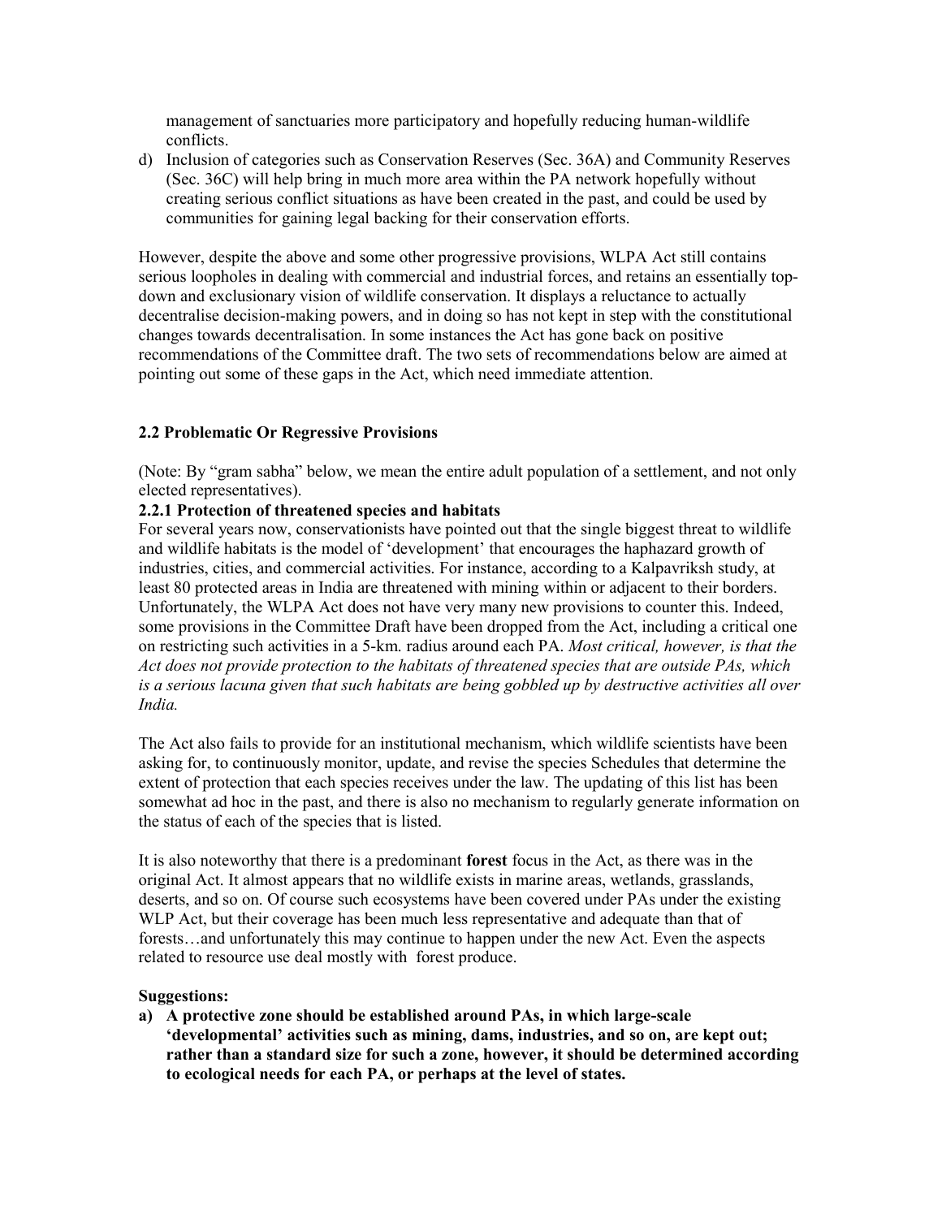management of sanctuaries more participatory and hopefully reducing human-wildlife conflicts.

d) Inclusion of categories such as Conservation Reserves (Sec. 36A) and Community Reserves (Sec. 36C) will help bring in much more area within the PA network hopefully without creating serious conflict situations as have been created in the past, and could be used by communities for gaining legal backing for their conservation efforts.

However, despite the above and some other progressive provisions, WLPA Act still contains serious loopholes in dealing with commercial and industrial forces, and retains an essentially top-down and exclusionary vision of wildlife conservation. It displays a reluctance to actually decentralise decision-making powers, and in doing so has not kept in step with the constitutional changes towards decentralisation. In some instances the Act has gone back on positive recommendations of the Committee draft. The two sets of recommendations below are aimed at pointing out some of these gaps in the Act, which need immediate attention.

### 2.2 Problematic Or Regressive Provisions

(Note: By "gram sabha" below, we mean the entire adult population of a settlement, and not only elected representatives).

#### 2.2.1 Protection of threatened species and habitats

For several years now, conservationists have pointed out that the single biggest threat to wildlife and wildlife habitats is the model of 'development' that encourages the haphazard growth of industries, cities, and commercial activities. For instance, according to a Kalpavriksh study, at least 80 protected areas in India are threatened with mining within or adjacent to their borders. Unfortunately, the WLPA Act does not have very many new provisions to counter this. Indeed, some provisions in the Committee Draft have been dropped from the Act, including a critical one on restricting such activities in a 5-km. radius around each PA. *Most critical, however, is that the Act does not provide protection to the habitats of threatened species that are outside PAs, which is a serious lacuna given that such habitats are being gobbled up by destructive activities all over India.*

The Act also fails to provide for an institutional mechanism, which wildlife scientists have been asking for, to continuously monitor, update, and revise the species Schedules that determine the extent of protection that each species receives under the law. The updating of this list has been somewhat ad hoc in the past, and there is also no mechanism to regularly generate information on the status of each of the species that is listed.

It is also noteworthy that there is a predominant **forest** focus in the Act, as there was in the original Act. It almost appears that no wildlife exists in marine areas, wetlands, grasslands, deserts, and so on. Of course such ecosystems have been covered under PAs under the existing WLP Act, but their coverage has been much less representative and adequate than that of forests…and unfortunately this may continue to happen under the new Act. Even the aspects related to resource use deal mostly with forest produce.

**Suggestions:**

**a) A protective zone should be established around PAs, in which large-scale 'developmental' activities such as mining, dams, industries, and so on, are kept out; rather than a standard size for such a zone, however, it should be determined according to ecological needs for each PA, or perhaps at the level of states.**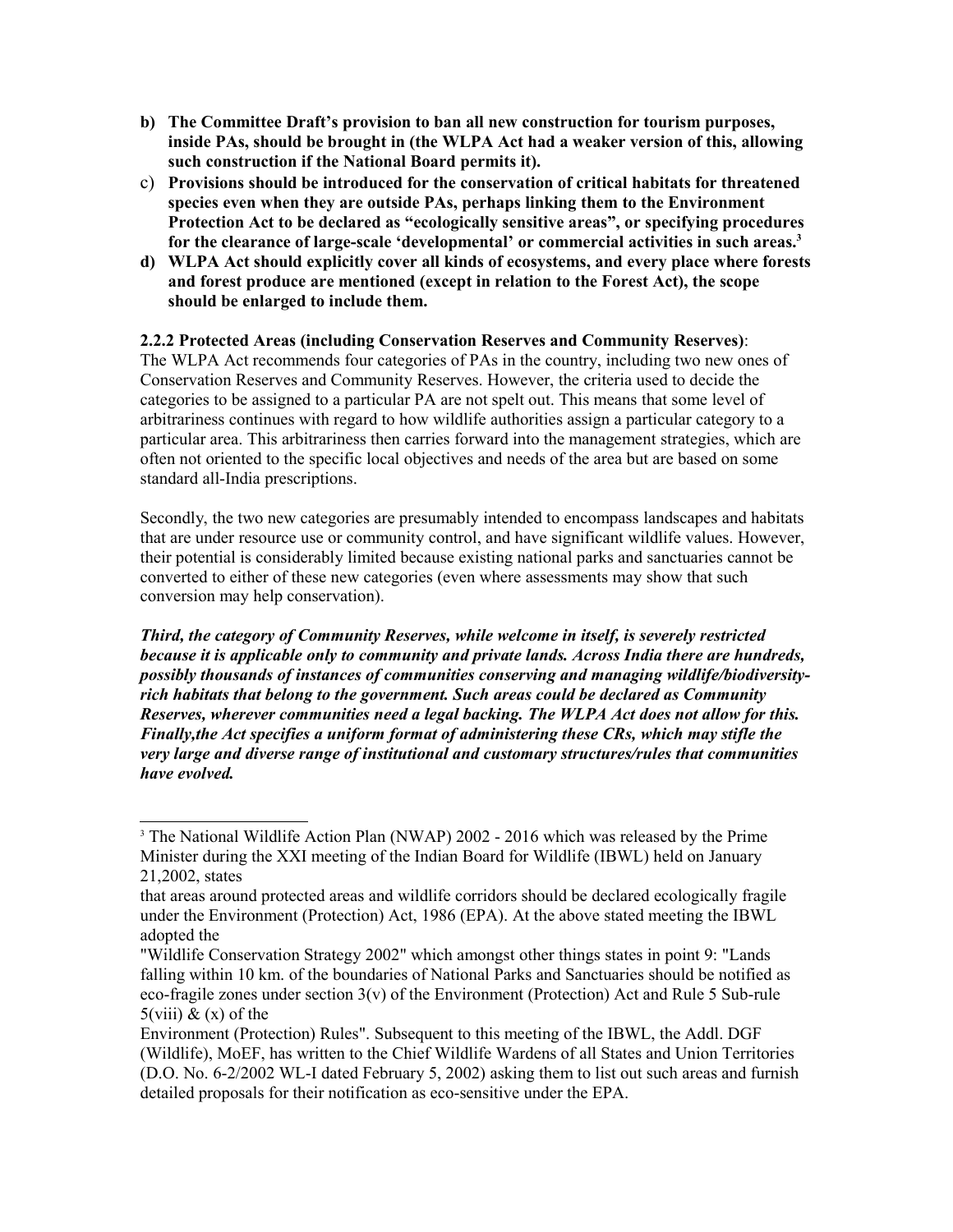**b) The Committee Draft's provision to ban all new construction for tourism purposes, inside PAs, should be brought in (the WLPA Act had a weaker version of this, allowing such construction if the National Board permits it).**

**c) Provisions should be introduced for the conservation of critical habitats for threatened species even when they are outside PAs, perhaps linking them to the Environment Protection Act to be declared as "ecologically sensitive areas", or specifying procedures for the clearance of large-scale 'developmental' or commercial activities in such areas.[3]**

**d) WLPA Act should explicitly cover all kinds of ecosystems, and every place where forests and forest produce are mentioned (except in relation to the Forest Act), the scope should be enlarged to include them.**

**2.2.2 Protected Areas (including Conservation Reserves and Community Reserves)**:

The WLPA Act recommends four categories of PAs in the country, including two new ones of Conservation Reserves and Community Reserves. However, the criteria used to decide the categories to be assigned to a particular PA are not spelt out. This means that some level of arbitrariness continues with regard to how wildlife authorities assign a particular category to a particular area. This arbitrariness then carries forward into the management strategies, which are often not oriented to the specific local objectives and needs of the area but are based on some standard all-India prescriptions.

Secondly, the two new categories are presumably intended to encompass landscapes and habitats that are under resource use or community control, and have significant wildlife values. However, their potential is considerably limited because existing national parks and sanctuaries cannot be converted to either of these new categories (even where assessments may show that such conversion may help conservation).

***Third, the category of Community Reserves, while welcome in itself, is severely restricted because it is applicable only to community and private lands. Across India there are hundreds, possibly thousands of instances of communities conserving and managing wildlife/biodiversity-rich habitats that belong to the government. Such areas could be declared as Community Reserves, wherever communities need a legal backing. The WLPA Act does not allow for this. Finally,the Act specifies a uniform format of administering these CRs, which may stifle the very large and diverse range of institutional and customary structures/rules that communities have evolved.***

---

[3] The National Wildlife Action Plan (NWAP) 2002 - 2016 which was released by the Prime Minister during the XXI meeting of the Indian Board for Wildlife (IBWL) held on January 21,2002, states

that areas around protected areas and wildlife corridors should be declared ecologically fragile under the Environment (Protection) Act, 1986 (EPA). At the above stated meeting the IBWL adopted the

"Wildlife Conservation Strategy 2002" which amongst other things states in point 9: "Lands falling within 10 km. of the boundaries of National Parks and Sanctuaries should be notified as eco-fragile zones under section 3(v) of the Environment (Protection) Act and Rule 5 Sub-rule 5(viii) & (x) of the

Environment (Protection) Rules". Subsequent to this meeting of the IBWL, the Addl. DGF (Wildlife), MoEF, has written to the Chief Wildlife Wardens of all States and Union Territories (D.O. No. 6-2/2002 WL-I dated February 5, 2002) asking them to list out such areas and furnish detailed proposals for their notification as eco-sensitive under the EPA.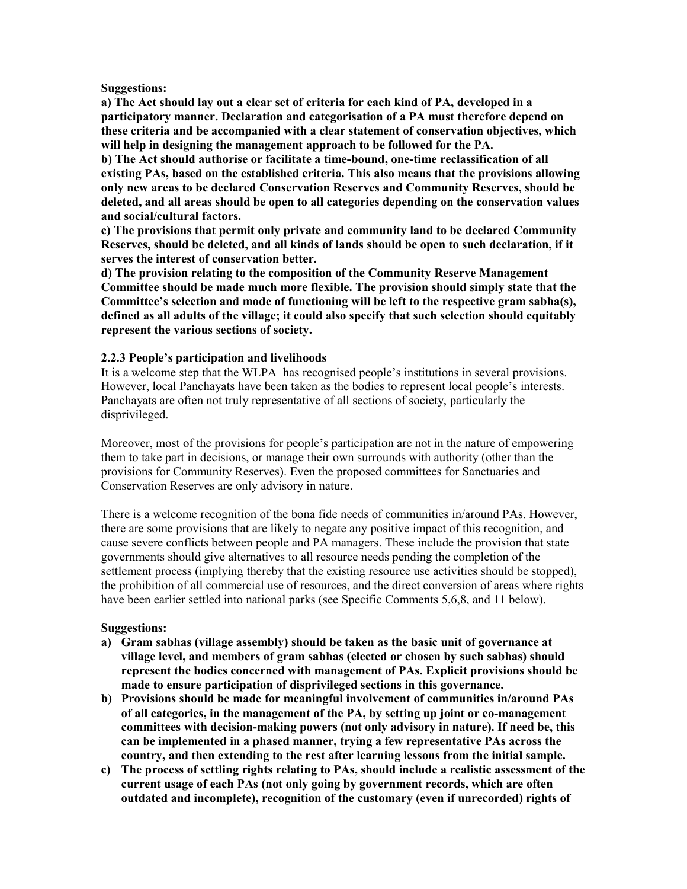**Suggestions:**

**a) The Act should lay out a clear set of criteria for each kind of PA, developed in a participatory manner. Declaration and categorisation of a PA must therefore depend on these criteria and be accompanied with a clear statement of conservation objectives, which will help in designing the management approach to be followed for the PA.**

**b) The Act should authorise or facilitate a time-bound, one-time reclassification of all existing PAs, based on the established criteria. This also means that the provisions allowing only new areas to be declared Conservation Reserves and Community Reserves, should be deleted, and all areas should be open to all categories depending on the conservation values and social/cultural factors.**

**c) The provisions that permit only private and community land to be declared Community Reserves, should be deleted, and all kinds of lands should be open to such declaration, if it serves the interest of conservation better.**

**d) The provision relating to the composition of the Community Reserve Management Committee should be made much more flexible. The provision should simply state that the Committee's selection and mode of functioning will be left to the respective gram sabha(s), defined as all adults of the village; it could also specify that such selection should equitably represent the various sections of society.**

### 2.2.3 People's participation and livelihoods

It is a welcome step that the WLPA has recognised people's institutions in several provisions. However, local Panchayats have been taken as the bodies to represent local people's interests. Panchayats are often not truly representative of all sections of society, particularly the disprivileged.

Moreover, most of the provisions for people's participation are not in the nature of empowering them to take part in decisions, or manage their own surrounds with authority (other than the provisions for Community Reserves). Even the proposed committees for Sanctuaries and Conservation Reserves are only advisory in nature.

There is a welcome recognition of the bona fide needs of communities in/around PAs. However, there are some provisions that are likely to negate any positive impact of this recognition, and cause severe conflicts between people and PA managers. These include the provision that state governments should give alternatives to all resource needs pending the completion of the settlement process (implying thereby that the existing resource use activities should be stopped), the prohibition of all commercial use of resources, and the direct conversion of areas where rights have been earlier settled into national parks (see Specific Comments 5,6,8, and 11 below).

**Suggestions:**

a) **Gram sabhas (village assembly) should be taken as the basic unit of governance at village level, and members of gram sabhas (elected or chosen by such sabhas) should represent the bodies concerned with management of PAs. Explicit provisions should be made to ensure participation of disprivileged sections in this governance.**

b) **Provisions should be made for meaningful involvement of communities in/around PAs of all categories, in the management of the PA, by setting up joint or co-management committees with decision-making powers (not only advisory in nature). If need be, this can be implemented in a phased manner, trying a few representative PAs across the country, and then extending to the rest after learning lessons from the initial sample.**

c) **The process of settling rights relating to PAs, should include a realistic assessment of the current usage of each PAs (not only going by government records, which are often outdated and incomplete), recognition of the customary (even if unrecorded) rights of**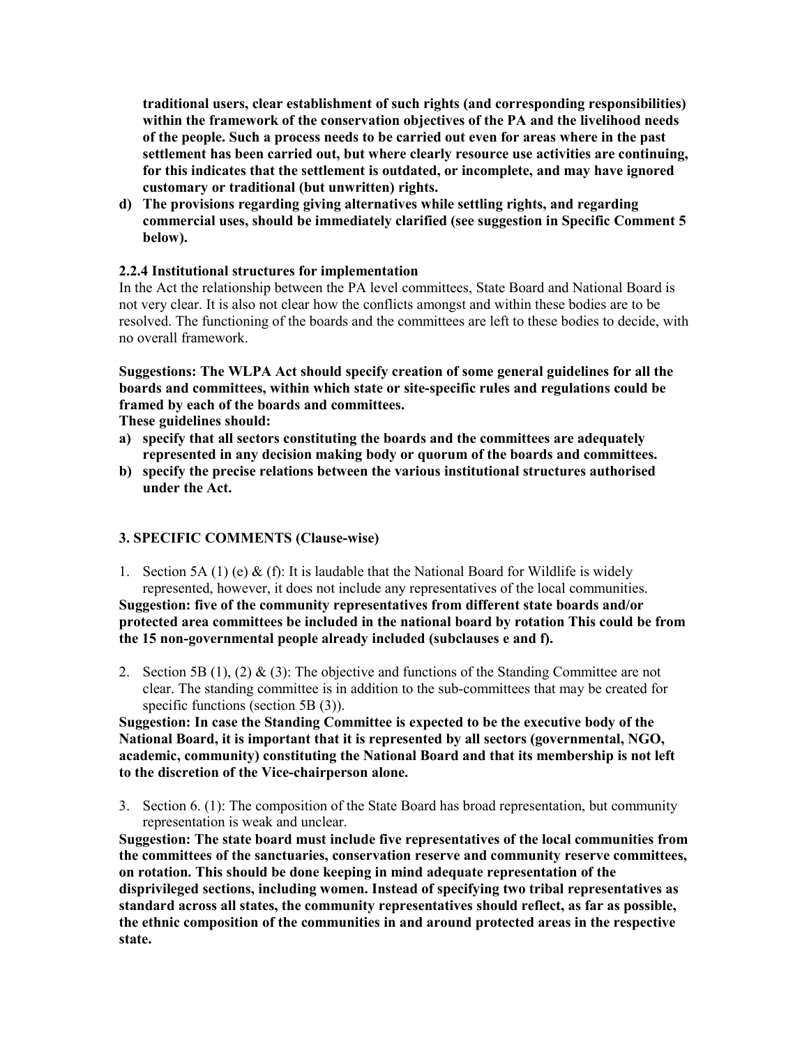**traditional users, clear establishment of such rights (and corresponding responsibilities) within the framework of the conservation objectives of the PA and the livelihood needs of the people. Such a process needs to be carried out even for areas where in the past settlement has been carried out, but where clearly resource use activities are continuing, for this indicates that the settlement is outdated, or incomplete, and may have ignored customary or traditional (but unwritten) rights.**

**d) The provisions regarding giving alternatives while settling rights, and regarding commercial uses, should be immediately clarified (see suggestion in Specific Comment 5 below).**

#### 2.2.4 Institutional structures for implementation

In the Act the relationship between the PA level committees, State Board and National Board is not very clear. It is also not clear how the conflicts amongst and within these bodies are to be resolved. The functioning of the boards and the committees are left to these bodies to decide, with no overall framework.

**Suggestions: The WLPA Act should specify creation of some general guidelines for all the boards and committees, within which state or site-specific rules and regulations could be framed by each of the boards and committees.**

**These guidelines should:**

**a) specify that all sectors constituting the boards and the committees are adequately represented in any decision making body or quorum of the boards and committees.**

**b) specify the precise relations between the various institutional structures authorised under the Act.**

### 3. SPECIFIC COMMENTS (Clause-wise)

1. Section 5A (1) (e) & (f): It is laudable that the National Board for Wildlife is widely represented, however, it does not include any representatives of the local communities.

**Suggestion: five of the community representatives from different state boards and/or protected area committees be included in the national board by rotation This could be from the 15 non-governmental people already included (subclauses e and f).**

2. Section 5B (1), (2) & (3): The objective and functions of the Standing Committee are not clear. The standing committee is in addition to the sub-committees that may be created for specific functions (section 5B (3)).

**Suggestion: In case the Standing Committee is expected to be the executive body of the National Board, it is important that it is represented by all sectors (governmental, NGO, academic, community) constituting the National Board and that its membership is not left to the discretion of the Vice-chairperson alone.**

3. Section 6. (1): The composition of the State Board has broad representation, but community representation is weak and unclear.

**Suggestion: The state board must include five representatives of the local communities from the committees of the sanctuaries, conservation reserve and community reserve committees, on rotation. This should be done keeping in mind adequate representation of the disprivileged sections, including women. Instead of specifying two tribal representatives as standard across all states, the community representatives should reflect, as far as possible, the ethnic composition of the communities in and around protected areas in the respective state.**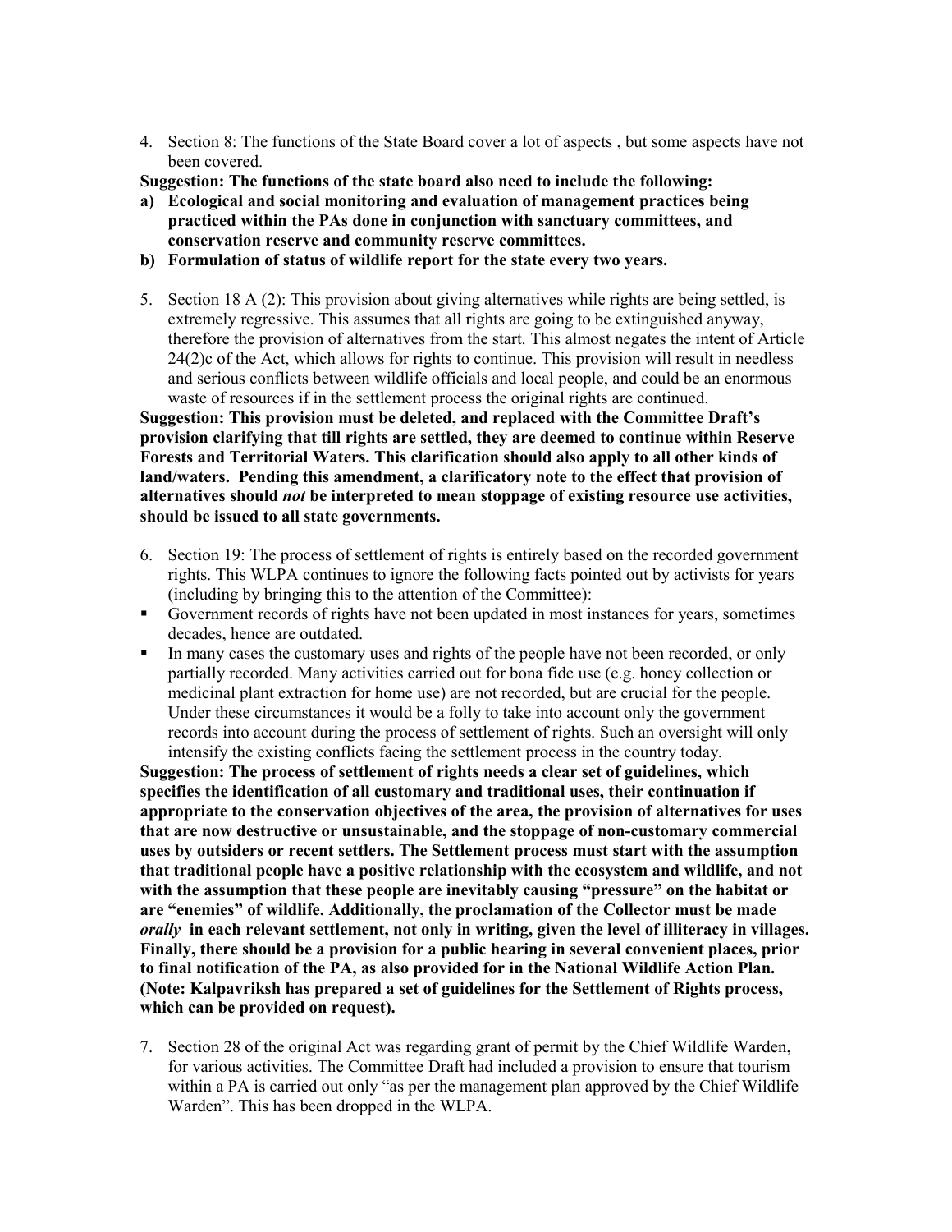4. Section 8: The functions of the State Board cover a lot of aspects , but some aspects have not been covered.

**Suggestion: The functions of the state board also need to include the following:**

**a) Ecological and social monitoring and evaluation of management practices being practiced within the PAs done in conjunction with sanctuary committees, and conservation reserve and community reserve committees.**

**b) Formulation of status of wildlife report for the state every two years.**

5. Section 18 A (2): This provision about giving alternatives while rights are being settled, is extremely regressive. This assumes that all rights are going to be extinguished anyway, therefore the provision of alternatives from the start. This almost negates the intent of Article 24(2)c of the Act, which allows for rights to continue. This provision will result in needless and serious conflicts between wildlife officials and local people, and could be an enormous waste of resources if in the settlement process the original rights are continued.

**Suggestion: This provision must be deleted, and replaced with the Committee Draft's provision clarifying that till rights are settled, they are deemed to continue within Reserve Forests and Territorial Waters. This clarification should also apply to all other kinds of land/waters. Pending this amendment, a clarificatory note to the effect that provision of alternatives should *not* be interpreted to mean stoppage of existing resource use activities, should be issued to all state governments.**

6. Section 19: The process of settlement of rights is entirely based on the recorded government rights. This WLPA continues to ignore the following facts pointed out by activists for years (including by bringing this to the attention of the Committee):

- Government records of rights have not been updated in most instances for years, sometimes decades, hence are outdated.
- In many cases the customary uses and rights of the people have not been recorded, or only partially recorded. Many activities carried out for bona fide use (e.g. honey collection or medicinal plant extraction for home use) are not recorded, but are crucial for the people. Under these circumstances it would be a folly to take into account only the government records into account during the process of settlement of rights. Such an oversight will only intensify the existing conflicts facing the settlement process in the country today.

**Suggestion: The process of settlement of rights needs a clear set of guidelines, which specifies the identification of all customary and traditional uses, their continuation if appropriate to the conservation objectives of the area, the provision of alternatives for uses that are now destructive or unsustainable, and the stoppage of non-customary commercial uses by outsiders or recent settlers. The Settlement process must start with the assumption that traditional people have a positive relationship with the ecosystem and wildlife, and not with the assumption that these people are inevitably causing "pressure" on the habitat or are "enemies" of wildlife. Additionally, the proclamation of the Collector must be made *orally* in each relevant settlement, not only in writing, given the level of illiteracy in villages. Finally, there should be a provision for a public hearing in several convenient places, prior to final notification of the PA, as also provided for in the National Wildlife Action Plan. (Note: Kalpavriksh has prepared a set of guidelines for the Settlement of Rights process, which can be provided on request).**

7. Section 28 of the original Act was regarding grant of permit by the Chief Wildlife Warden, for various activities. The Committee Draft had included a provision to ensure that tourism within a PA is carried out only "as per the management plan approved by the Chief Wildlife Warden". This has been dropped in the WLPA.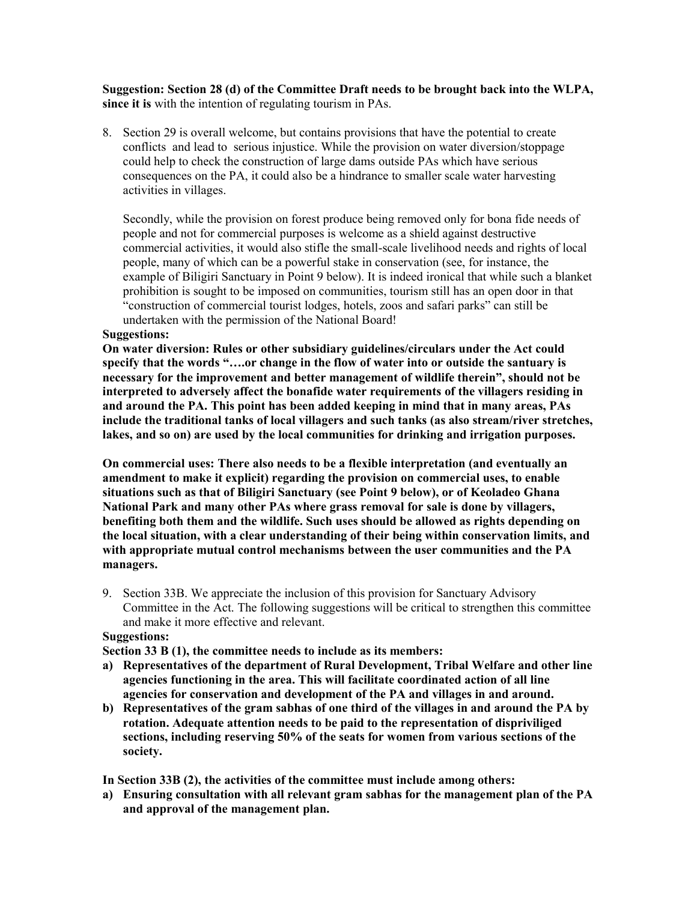**Suggestion: Section 28 (d) of the Committee Draft needs to be brought back into the WLPA, since it is** with the intention of regulating tourism in PAs.

8. Section 29 is overall welcome, but contains provisions that have the potential to create conflicts and lead to serious injustice. While the provision on water diversion/stoppage could help to check the construction of large dams outside PAs which have serious consequences on the PA, it could also be a hindrance to smaller scale water harvesting activities in villages.

   Secondly, while the provision on forest produce being removed only for bona fide needs of people and not for commercial purposes is welcome as a shield against destructive commercial activities, it would also stifle the small-scale livelihood needs and rights of local people, many of which can be a powerful stake in conservation (see, for instance, the example of Biligiri Sanctuary in Point 9 below). It is indeed ironical that while such a blanket prohibition is sought to be imposed on communities, tourism still has an open door in that "construction of commercial tourist lodges, hotels, zoos and safari parks" can still be undertaken with the permission of the National Board!

**Suggestions:**

**On water diversion: Rules or other subsidiary guidelines/circulars under the Act could specify that the words "….or change in the flow of water into or outside the santuary is necessary for the improvement and better management of wildlife therein", should not be interpreted to adversely affect the bonafide water requirements of the villagers residing in and around the PA. This point has been added keeping in mind that in many areas, PAs include the traditional tanks of local villagers and such tanks (as also stream/river stretches, lakes, and so on) are used by the local communities for drinking and irrigation purposes.**

**On commercial uses: There also needs to be a flexible interpretation (and eventually an amendment to make it explicit) regarding the provision on commercial uses, to enable situations such as that of Biligiri Sanctuary (see Point 9 below), or of Keoladeo Ghana National Park and many other PAs where grass removal for sale is done by villagers, benefiting both them and the wildlife. Such uses should be allowed as rights depending on the local situation, with a clear understanding of their being within conservation limits, and with appropriate mutual control mechanisms between the user communities and the PA managers.**

9. Section 33B. We appreciate the inclusion of this provision for Sanctuary Advisory Committee in the Act. The following suggestions will be critical to strengthen this committee and make it more effective and relevant.

**Suggestions:**

**Section 33 B (1), the committee needs to include as its members:**

**a) Representatives of the department of Rural Development, Tribal Welfare and other line agencies functioning in the area. This will facilitate coordinated action of all line agencies for conservation and development of the PA and villages in and around.**

**b) Representatives of the gram sabhas of one third of the villages in and around the PA by rotation. Adequate attention needs to be paid to the representation of dispriviliged sections, including reserving 50% of the seats for women from various sections of the society.**

**In Section 33B (2), the activities of the committee must include among others:**

**a) Ensuring consultation with all relevant gram sabhas for the management plan of the PA and approval of the management plan.**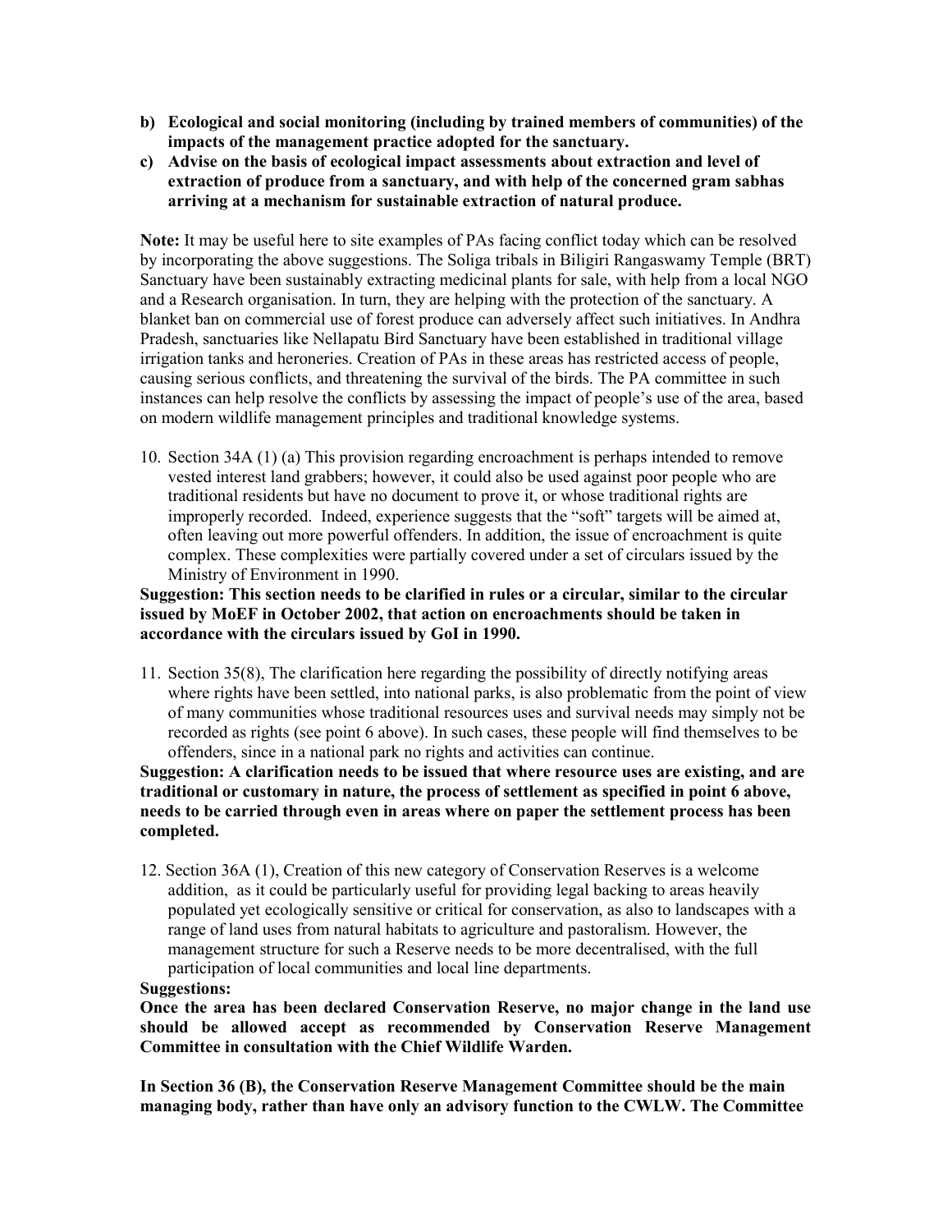**b) Ecological and social monitoring (including by trained members of communities) of the impacts of the management practice adopted for the sanctuary.**

**c) Advise on the basis of ecological impact assessments about extraction and level of extraction of produce from a sanctuary, and with help of the concerned gram sabhas arriving at a mechanism for sustainable extraction of natural produce.**

**Note:** It may be useful here to site examples of PAs facing conflict today which can be resolved by incorporating the above suggestions. The Soliga tribals in Biligiri Rangaswamy Temple (BRT) Sanctuary have been sustainably extracting medicinal plants for sale, with help from a local NGO and a Research organisation. In turn, they are helping with the protection of the sanctuary. A blanket ban on commercial use of forest produce can adversely affect such initiatives. In Andhra Pradesh, sanctuaries like Nellapatu Bird Sanctuary have been established in traditional village irrigation tanks and heroneries. Creation of PAs in these areas has restricted access of people, causing serious conflicts, and threatening the survival of the birds. The PA committee in such instances can help resolve the conflicts by assessing the impact of people's use of the area, based on modern wildlife management principles and traditional knowledge systems.

10. Section 34A (1) (a) This provision regarding encroachment is perhaps intended to remove vested interest land grabbers; however, it could also be used against poor people who are traditional residents but have no document to prove it, or whose traditional rights are improperly recorded. Indeed, experience suggests that the "soft" targets will be aimed at, often leaving out more powerful offenders. In addition, the issue of encroachment is quite complex. These complexities were partially covered under a set of circulars issued by the Ministry of Environment in 1990.

**Suggestion: This section needs to be clarified in rules or a circular, similar to the circular issued by MoEF in October 2002, that action on encroachments should be taken in accordance with the circulars issued by GoI in 1990.**

11. Section 35(8), The clarification here regarding the possibility of directly notifying areas where rights have been settled, into national parks, is also problematic from the point of view of many communities whose traditional resources uses and survival needs may simply not be recorded as rights (see point 6 above). In such cases, these people will find themselves to be offenders, since in a national park no rights and activities can continue.

**Suggestion: A clarification needs to be issued that where resource uses are existing, and are traditional or customary in nature, the process of settlement as specified in point 6 above, needs to be carried through even in areas where on paper the settlement process has been completed.**

12. Section 36A (1), Creation of this new category of Conservation Reserves is a welcome addition, as it could be particularly useful for providing legal backing to areas heavily populated yet ecologically sensitive or critical for conservation, as also to landscapes with a range of land uses from natural habitats to agriculture and pastoralism. However, the management structure for such a Reserve needs to be more decentralised, with the full participation of local communities and local line departments.

**Suggestions:**

**Once the area has been declared Conservation Reserve, no major change in the land use should be allowed accept as recommended by Conservation Reserve Management Committee in consultation with the Chief Wildlife Warden.**

**In Section 36 (B), the Conservation Reserve Management Committee should be the main managing body, rather than have only an advisory function to the CWLW. The Committee**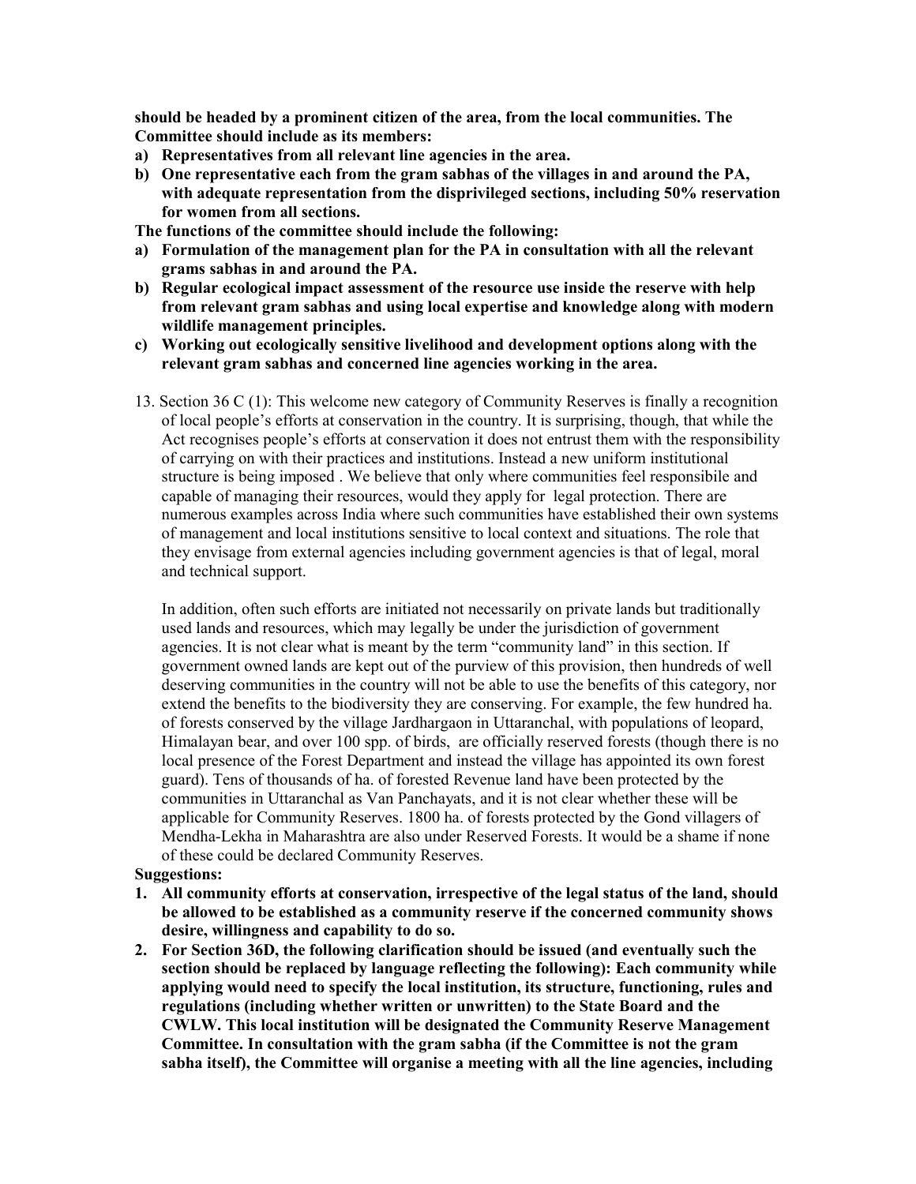**should be headed by a prominent citizen of the area, from the local communities. The Committee should include as its members:**

a) **Representatives from all relevant line agencies in the area.**
b) **One representative each from the gram sabhas of the villages in and around the PA, with adequate representation from the disprivileged sections, including 50% reservation for women from all sections.**

**The functions of the committee should include the following:**

a) **Formulation of the management plan for the PA in consultation with all the relevant grams sabhas in and around the PA.**
b) **Regular ecological impact assessment of the resource use inside the reserve with help from relevant gram sabhas and using local expertise and knowledge along with modern wildlife management principles.**
c) **Working out ecologically sensitive livelihood and development options along with the relevant gram sabhas and concerned line agencies working in the area.**

13. Section 36 C (1): This welcome new category of Community Reserves is finally a recognition of local people's efforts at conservation in the country. It is surprising, though, that while the Act recognises people's efforts at conservation it does not entrust them with the responsibility of carrying on with their practices and institutions. Instead a new uniform institutional structure is being imposed . We believe that only where communities feel responsibile and capable of managing their resources, would they apply for legal protection. There are numerous examples across India where such communities have established their own systems of management and local institutions sensitive to local context and situations. The role that they envisage from external agencies including government agencies is that of legal, moral and technical support.

    In addition, often such efforts are initiated not necessarily on private lands but traditionally used lands and resources, which may legally be under the jurisdiction of government agencies. It is not clear what is meant by the term "community land" in this section. If government owned lands are kept out of the purview of this provision, then hundreds of well deserving communities in the country will not be able to use the benefits of this category, nor extend the benefits to the biodiversity they are conserving. For example, the few hundred ha. of forests conserved by the village Jardhargaon in Uttaranchal, with populations of leopard, Himalayan bear, and over 100 spp. of birds, are officially reserved forests (though there is no local presence of the Forest Department and instead the village has appointed its own forest guard). Tens of thousands of ha. of forested Revenue land have been protected by the communities in Uttaranchal as Van Panchayats, and it is not clear whether these will be applicable for Community Reserves. 1800 ha. of forests protected by the Gond villagers of Mendha-Lekha in Maharashtra are also under Reserved Forests. It would be a shame if none of these could be declared Community Reserves.

**Suggestions:**

1. **All community efforts at conservation, irrespective of the legal status of the land, should be allowed to be established as a community reserve if the concerned community shows desire, willingness and capability to do so.**
2. **For Section 36D, the following clarification should be issued (and eventually such the section should be replaced by language reflecting the following): Each community while applying would need to specify the local institution, its structure, functioning, rules and regulations (including whether written or unwritten) to the State Board and the CWLW. This local institution will be designated the Community Reserve Management Committee. In consultation with the gram sabha (if the Committee is not the gram sabha itself), the Committee will organise a meeting with all the line agencies, including**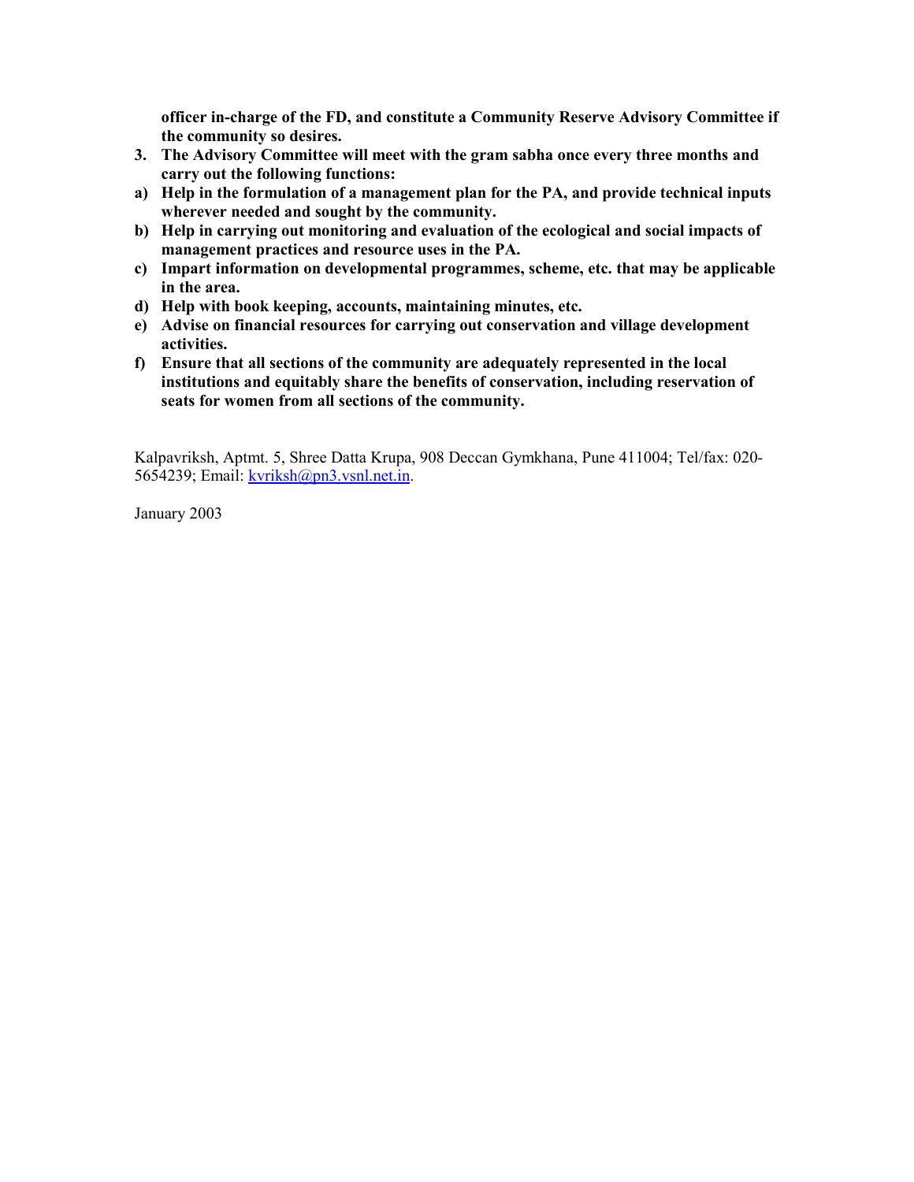**officer in-charge of the FD, and constitute a Community Reserve Advisory Committee if the community so desires.**

3. **The Advisory Committee will meet with the gram sabha once every three months and carry out the following functions:**

a) **Help in the formulation of a management plan for the PA, and provide technical inputs wherever needed and sought by the community.**
b) **Help in carrying out monitoring and evaluation of the ecological and social impacts of management practices and resource uses in the PA.**
c) **Impart information on developmental programmes, scheme, etc. that may be applicable in the area.**
d) **Help with book keeping, accounts, maintaining minutes, etc.**
e) **Advise on financial resources for carrying out conservation and village development activities.**
f) **Ensure that all sections of the community are adequately represented in the local institutions and equitably share the benefits of conservation, including reservation of seats for women from all sections of the community.**

Kalpavriksh, Aptmt. 5, Shree Datta Krupa, 908 Deccan Gymkhana, Pune 411004; Tel/fax: 020-5654239; Email: kvriksh@pn3.vsnl.net.in.

January 2003